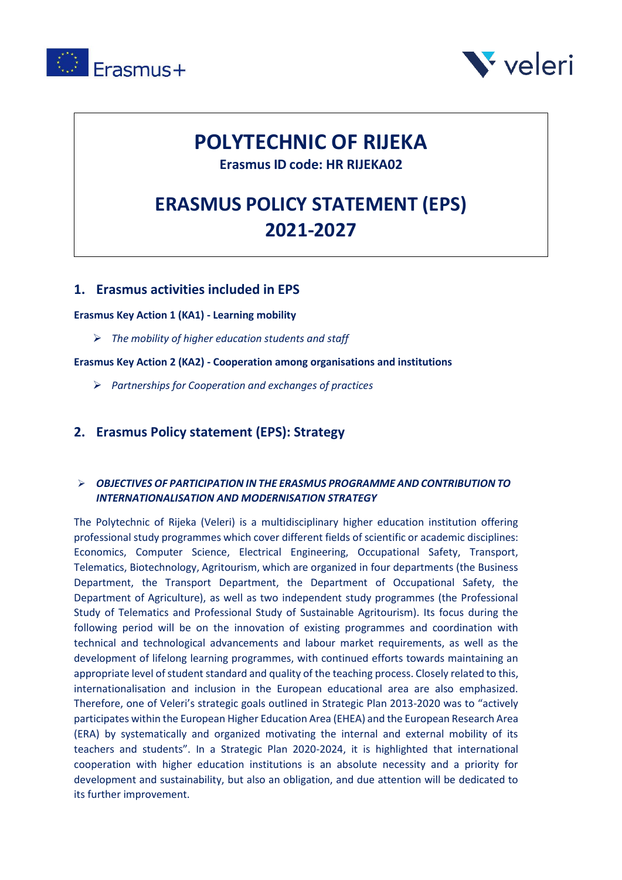# POLYTECHNIC OF RIJEKA

**Erasmus ID code: HR RIJEKA02**

# ERASMUS POLICY STATEMENT (EPS) 2021-2027

## 1. Erasmus activities included in EPS

**Erasmus Key Action 1 (KA1) - Learning mobility**

- *The mobility of higher education students and staff*

**Erasmus Key Action 2 (KA2) - Cooperation among organisations and institutions**

- *Partnerships for Cooperation and exchanges of practices*

## 2. Erasmus Policy statement (EPS): Strategy

- ***OBJECTIVES OF PARTICIPATION IN THE ERASMUS PROGRAMME AND CONTRIBUTION TO INTERNATIONALISATION AND MODERNISATION STRATEGY***

The Polytechnic of Rijeka (Veleri) is a multidisciplinary higher education institution offering professional study programmes which cover different fields of scientific or academic disciplines: Economics, Computer Science, Electrical Engineering, Occupational Safety, Transport, Telematics, Biotechnology, Agritourism, which are organized in four departments (the Business Department, the Transport Department, the Department of Occupational Safety, the Department of Agriculture), as well as two independent study programmes (the Professional Study of Telematics and Professional Study of Sustainable Agritourism). Its focus during the following period will be on the innovation of existing programmes and coordination with technical and technological advancements and labour market requirements, as well as the development of lifelong learning programmes, with continued efforts towards maintaining an appropriate level of student standard and quality of the teaching process. Closely related to this, internationalisation and inclusion in the European educational area are also emphasized. Therefore, one of Veleri's strategic goals outlined in Strategic Plan 2013-2020 was to "actively participates within the European Higher Education Area (EHEA) and the European Research Area (ERA) by systematically and organized motivating the internal and external mobility of its teachers and students". In a Strategic Plan 2020-2024, it is highlighted that international cooperation with higher education institutions is an absolute necessity and a priority for development and sustainability, but also an obligation, and due attention will be dedicated to its further improvement.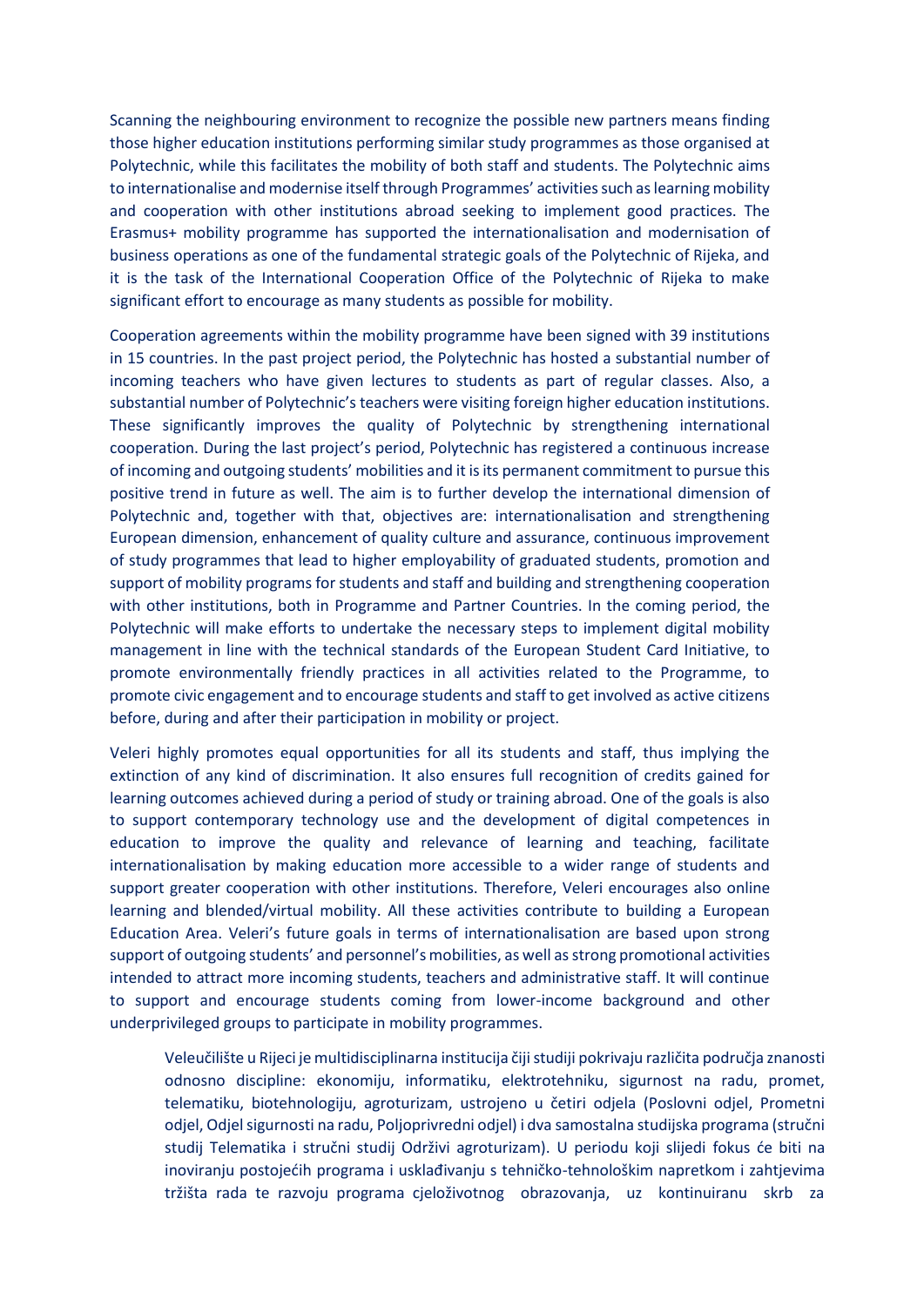Scanning the neighbouring environment to recognize the possible new partners means finding those higher education institutions performing similar study programmes as those organised at Polytechnic, while this facilitates the mobility of both staff and students. The Polytechnic aims to internationalise and modernise itself through Programmes' activities such as learning mobility and cooperation with other institutions abroad seeking to implement good practices. The Erasmus+ mobility programme has supported the internationalisation and modernisation of business operations as one of the fundamental strategic goals of the Polytechnic of Rijeka, and it is the task of the International Cooperation Office of the Polytechnic of Rijeka to make significant effort to encourage as many students as possible for mobility.

Cooperation agreements within the mobility programme have been signed with 39 institutions in 15 countries. In the past project period, the Polytechnic has hosted a substantial number of incoming teachers who have given lectures to students as part of regular classes. Also, a substantial number of Polytechnic's teachers were visiting foreign higher education institutions. These significantly improves the quality of Polytechnic by strengthening international cooperation. During the last project's period, Polytechnic has registered a continuous increase of incoming and outgoing students' mobilities and it is its permanent commitment to pursue this positive trend in future as well. The aim is to further develop the international dimension of Polytechnic and, together with that, objectives are: internationalisation and strengthening European dimension, enhancement of quality culture and assurance, continuous improvement of study programmes that lead to higher employability of graduated students, promotion and support of mobility programs for students and staff and building and strengthening cooperation with other institutions, both in Programme and Partner Countries. In the coming period, the Polytechnic will make efforts to undertake the necessary steps to implement digital mobility management in line with the technical standards of the European Student Card Initiative, to promote environmentally friendly practices in all activities related to the Programme, to promote civic engagement and to encourage students and staff to get involved as active citizens before, during and after their participation in mobility or project.

Veleri highly promotes equal opportunities for all its students and staff, thus implying the extinction of any kind of discrimination. It also ensures full recognition of credits gained for learning outcomes achieved during a period of study or training abroad. One of the goals is also to support contemporary technology use and the development of digital competences in education to improve the quality and relevance of learning and teaching, facilitate internationalisation by making education more accessible to a wider range of students and support greater cooperation with other institutions. Therefore, Veleri encourages also online learning and blended/virtual mobility. All these activities contribute to building a European Education Area. Veleri's future goals in terms of internationalisation are based upon strong support of outgoing students' and personnel's mobilities, as well as strong promotional activities intended to attract more incoming students, teachers and administrative staff. It will continue to support and encourage students coming from lower-income background and other underprivileged groups to participate in mobility programmes.

Veleučilište u Rijeci je multidisciplinarna institucija čiji studiji pokrivaju različita područja znanosti odnosno discipline: ekonomiju, informatiku, elektrotehniku, sigurnost na radu, promet, telematiku, biotehnologiju, agroturizam, ustrojeno u četiri odjela (Poslovni odjel, Prometni odjel, Odjel sigurnosti na radu, Poljoprivredni odjel) i dva samostalna studijska programa (stručni studij Telematika i stručni studij Održivi agroturizam). U periodu koji slijedi fokus će biti na inoviranju postojećih programa i usklađivanju s tehničko-tehnološkim napretkom i zahtjevima tržišta rada te razvoju programa cjeloživotnog obrazovanja, uz kontinuiranu skrb za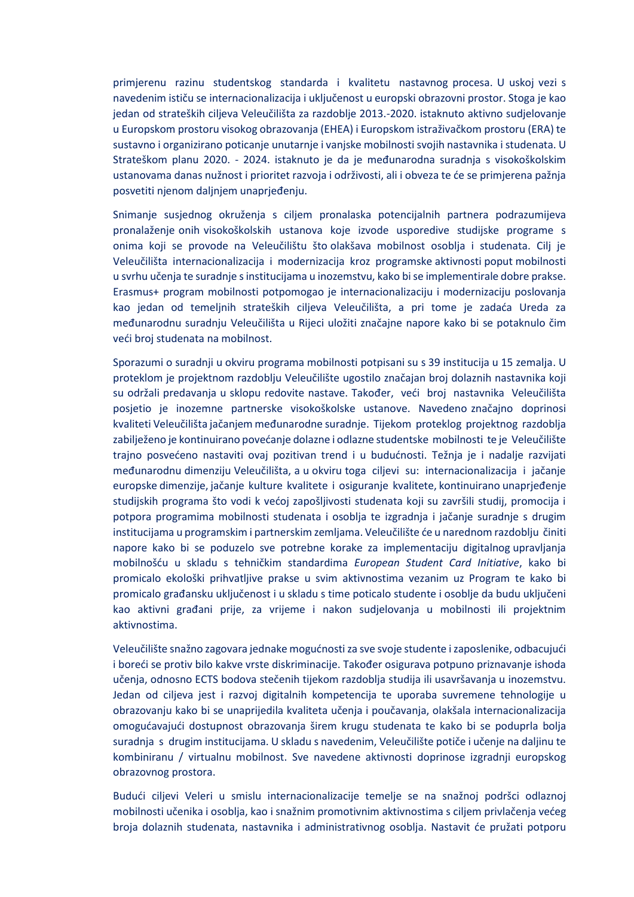primjerenu razinu studentskog standarda i kvalitetu nastavnog procesa. U uskoj vezi s navedenim ističu se internacionalizacija i uključenost u europski obrazovni prostor. Stoga je kao jedan od strateških ciljeva Veleučilišta za razdoblje 2013.-2020. istaknuto aktivno sudjelovanje u Europskom prostoru visokog obrazovanja (EHEA) i Europskom istraživačkom prostoru (ERA) te sustavno i organizirano poticanje unutarnje i vanjske mobilnosti svojih nastavnika i studenata. U Strateškom planu 2020. - 2024. istaknuto je da je međunarodna suradnja s visokoškolskim ustanovama danas nužnost i prioritet razvoja i održivosti, ali i obveza te će se primjerena pažnja posvetiti njenom daljnjem unaprjeđenju.

Snimanje susjednog okruženja s ciljem pronalaska potencijalnih partnera podrazumijeva pronalaženje onih visokoškolskih ustanova koje izvode usporedive studijske programe s onima koji se provode na Veleučilištu što olakšava mobilnost osoblja i studenata. Cilj je Veleučilišta internacionalizacija i modernizacija kroz programske aktivnosti poput mobilnosti u svrhu učenja te suradnje s institucijama u inozemstvu, kako bi se implementirale dobre prakse. Erasmus+ program mobilnosti potpomogao je internacionalizaciju i modernizaciju poslovanja kao jedan od temeljnih strateških ciljeva Veleučilišta, a pri tome je zadaća Ureda za međunarodnu suradnju Veleučilišta u Rijeci uložiti značajne napore kako bi se potaknulo čim veći broj studenata na mobilnost.

Sporazumi o suradnji u okviru programa mobilnosti potpisani su s 39 institucija u 15 zemalja. U proteklom je projektnom razdoblju Veleučilište ugostilo značajan broj dolaznih nastavnika koji su održali predavanja u sklopu redovite nastave. Također, veći broj nastavnika Veleučilišta posjetio je inozemne partnerske visokoškolske ustanove. Navedeno značajno doprinosi kvaliteti Veleučilišta jačanjem međunarodne suradnje. Tijekom proteklog projektnog razdoblja zabilježeno je kontinuirano povećanje dolazne i odlazne studentske mobilnosti te je Veleučilište trajno posvećeno nastaviti ovaj pozitivan trend i u budućnosti. Težnja je i nadalje razvijati međunarodnu dimenziju Veleučilišta, a u okviru toga ciljevi su: internacionalizacija i jačanje europske dimenzije, jačanje kulture kvalitete i osiguranje kvalitete, kontinuirano unaprjeđenje studijskih programa što vodi k većoj zapošljivosti studenata koji su završili studij, promocija i potpora programima mobilnosti studenata i osoblja te izgradnja i jačanje suradnje s drugim institucijama u programskim i partnerskim zemljama. Veleučilište će u narednom razdoblju činiti napore kako bi se poduzelo sve potrebne korake za implementaciju digitalnog upravljanja mobilnošću u skladu s tehničkim standardima *European Student Card Initiative*, kako bi promicalo ekološki prihvatljive prakse u svim aktivnostima vezanim uz Program te kako bi promicalo građansku uključenost i u skladu s time poticalo studente i osoblje da budu uključeni kao aktivni građani prije, za vrijeme i nakon sudjelovanja u mobilnosti ili projektnim aktivnostima.

Veleučilište snažno zagovara jednake mogućnosti za sve svoje studente i zaposlenike, odbacujući i boreći se protiv bilo kakve vrste diskriminacije. Također osigurava potpuno priznavanje ishoda učenja, odnosno ECTS bodova stečenih tijekom razdoblja studija ili usavršavanja u inozemstvu. Jedan od ciljeva jest i razvoj digitalnih kompetencija te uporaba suvremene tehnologije u obrazovanju kako bi se unaprijedila kvaliteta učenja i poučavanja, olakšala internacionalizacija omogućavajući dostupnost obrazovanja širem krugu studenata te kako bi se poduprla bolja suradnja s drugim institucijama. U skladu s navedenim, Veleučilište potiče i učenje na daljinu te kombiniranu / virtualnu mobilnost. Sve navedene aktivnosti doprinose izgradnji europskog obrazovnog prostora.

Budući ciljevi Veleri u smislu internacionalizacije temelje se na snažnoj podršci odlaznoj mobilnosti učenika i osoblja, kao i snažnim promotivnim aktivnostima s ciljem privlačenja većeg broja dolaznih studenata, nastavnika i administrativnog osoblja. Nastavit će pružati potporu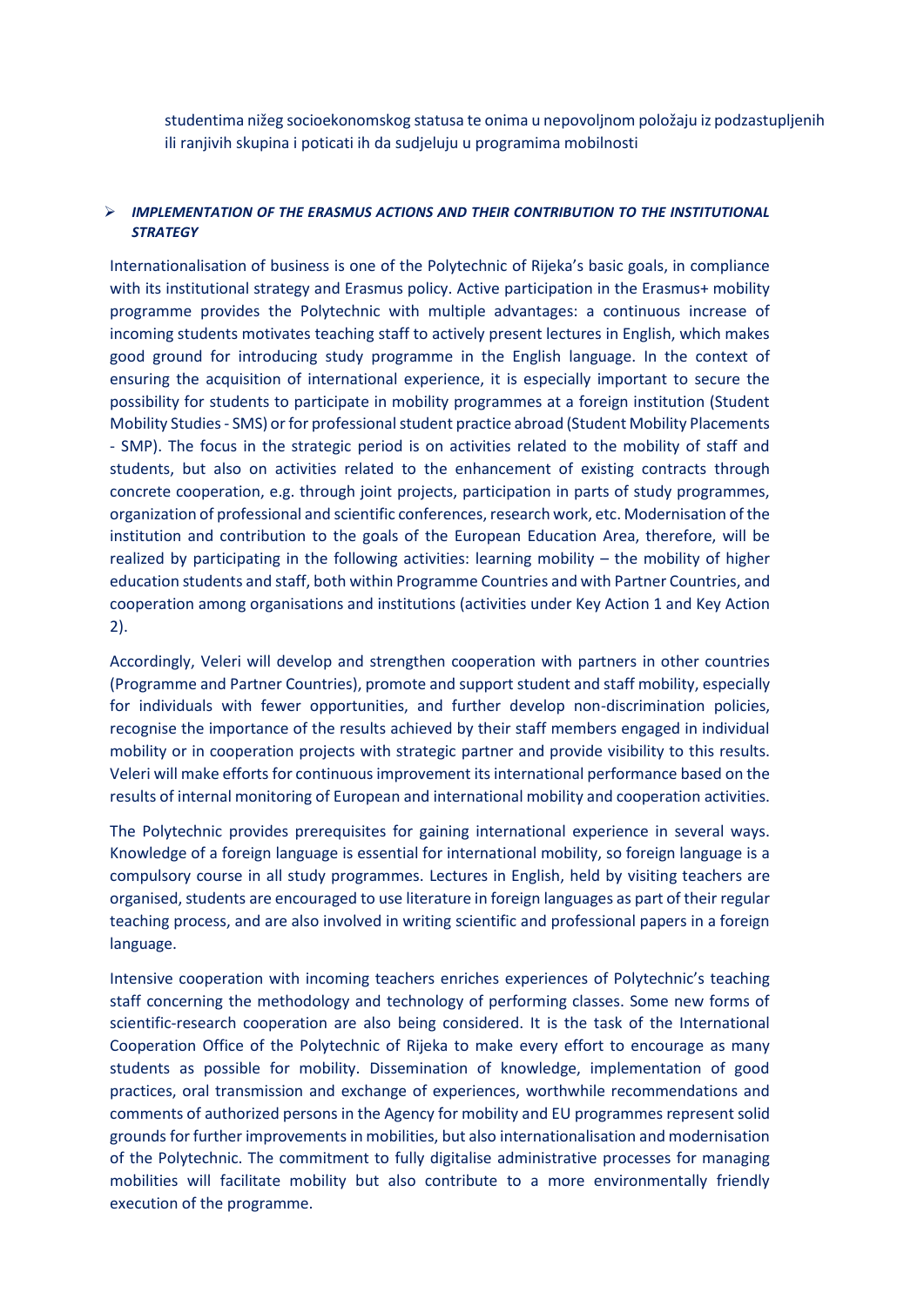studentima nižeg socioekonomskog statusa te onima u nepovoljnom položaju iz podzastupljenih ili ranjivih skupina i poticati ih da sudjeluju u programima mobilnosti

- ***IMPLEMENTATION OF THE ERASMUS ACTIONS AND THEIR CONTRIBUTION TO THE INSTITUTIONAL STRATEGY***

Internationalisation of business is one of the Polytechnic of Rijeka's basic goals, in compliance with its institutional strategy and Erasmus policy. Active participation in the Erasmus+ mobility programme provides the Polytechnic with multiple advantages: a continuous increase of incoming students motivates teaching staff to actively present lectures in English, which makes good ground for introducing study programme in the English language. In the context of ensuring the acquisition of international experience, it is especially important to secure the possibility for students to participate in mobility programmes at a foreign institution (Student Mobility Studies - SMS) or for professional student practice abroad (Student Mobility Placements - SMP). The focus in the strategic period is on activities related to the mobility of staff and students, but also on activities related to the enhancement of existing contracts through concrete cooperation, e.g. through joint projects, participation in parts of study programmes, organization of professional and scientific conferences, research work, etc. Modernisation of the institution and contribution to the goals of the European Education Area, therefore, will be realized by participating in the following activities: learning mobility – the mobility of higher education students and staff, both within Programme Countries and with Partner Countries, and cooperation among organisations and institutions (activities under Key Action 1 and Key Action 2).

Accordingly, Veleri will develop and strengthen cooperation with partners in other countries (Programme and Partner Countries), promote and support student and staff mobility, especially for individuals with fewer opportunities, and further develop non-discrimination policies, recognise the importance of the results achieved by their staff members engaged in individual mobility or in cooperation projects with strategic partner and provide visibility to this results. Veleri will make efforts for continuous improvement its international performance based on the results of internal monitoring of European and international mobility and cooperation activities.

The Polytechnic provides prerequisites for gaining international experience in several ways. Knowledge of a foreign language is essential for international mobility, so foreign language is a compulsory course in all study programmes. Lectures in English, held by visiting teachers are organised, students are encouraged to use literature in foreign languages as part of their regular teaching process, and are also involved in writing scientific and professional papers in a foreign language.

Intensive cooperation with incoming teachers enriches experiences of Polytechnic's teaching staff concerning the methodology and technology of performing classes. Some new forms of scientific-research cooperation are also being considered. It is the task of the International Cooperation Office of the Polytechnic of Rijeka to make every effort to encourage as many students as possible for mobility. Dissemination of knowledge, implementation of good practices, oral transmission and exchange of experiences, worthwhile recommendations and comments of authorized persons in the Agency for mobility and EU programmes represent solid grounds for further improvements in mobilities, but also internationalisation and modernisation of the Polytechnic. The commitment to fully digitalise administrative processes for managing mobilities will facilitate mobility but also contribute to a more environmentally friendly execution of the programme.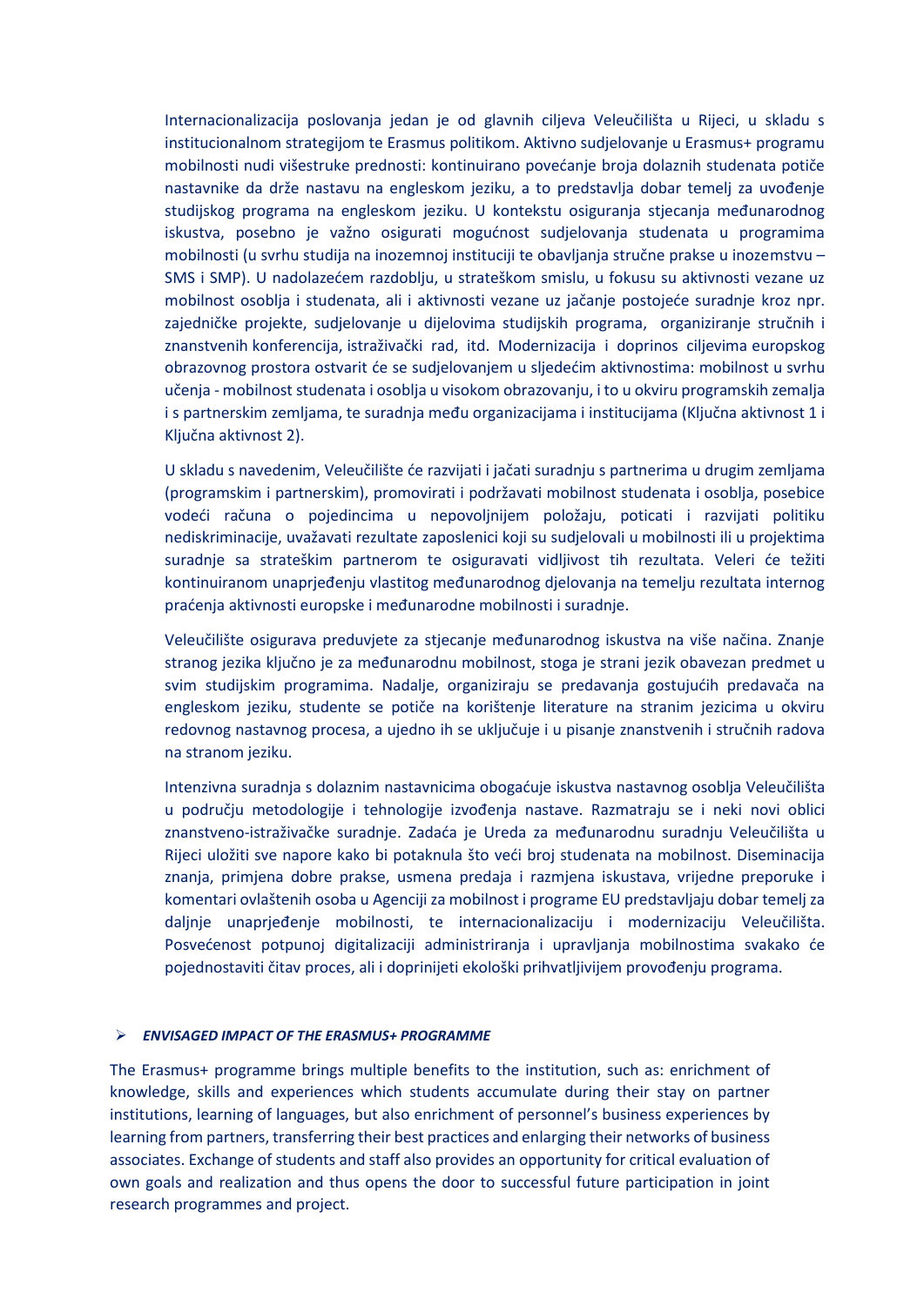Internacionalizacija poslovanja jedan je od glavnih ciljeva Veleučilišta u Rijeci, u skladu s institucionalnom strategijom te Erasmus politikom. Aktivno sudjelovanje u Erasmus+ programu mobilnosti nudi višestruke prednosti: kontinuirano povećanje broja dolaznih studenata potiče nastavnike da drže nastavu na engleskom jeziku, a to predstavlja dobar temelj za uvođenje studijskog programa na engleskom jeziku. U kontekstu osiguranja stjecanja međunarodnog iskustva, posebno je važno osigurati mogućnost sudjelovanja studenata u programima mobilnosti (u svrhu studija na inozemnoj instituciji te obavljanja stručne prakse u inozemstvu – SMS i SMP). U nadolazećem razdoblju, u strateškom smislu, u fokusu su aktivnosti vezane uz mobilnost osoblja i studenata, ali i aktivnosti vezane uz jačanje postojeće suradnje kroz npr. zajedničke projekte, sudjelovanje u dijelovima studijskih programa, organiziranje stručnih i znanstvenih konferencija, istraživački rad, itd. Modernizacija i doprinos ciljevima europskog obrazovnog prostora ostvarit će se sudjelovanjem u sljedećim aktivnostima: mobilnost u svrhu učenja - mobilnost studenata i osoblja u visokom obrazovanju, i to u okviru programskih zemalja i s partnerskim zemljama, te suradnja među organizacijama i institucijama (Ključna aktivnost 1 i Ključna aktivnost 2).

U skladu s navedenim, Veleučilište će razvijati i jačati suradnju s partnerima u drugim zemljama (programskim i partnerskim), promovirati i podržavati mobilnost studenata i osoblja, posebice vodeći računa o pojedincima u nepovoljnijem položaju, poticati i razvijati politiku nediskriminacije, uvažavati rezultate zaposlenici koji su sudjelovali u mobilnosti ili u projektima suradnje sa strateškim partnerom te osiguravati vidljivost tih rezultata. Veleri će težiti kontinuiranom unaprjeđenju vlastitog međunarodnog djelovanja na temelju rezultata internog praćenja aktivnosti europske i međunarodne mobilnosti i suradnje.

Veleučilište osigurava preduvjete za stjecanje međunarodnog iskustva na više načina. Znanje stranog jezika ključno je za međunarodnu mobilnost, stoga je strani jezik obavezan predmet u svim studijskim programima. Nadalje, organiziraju se predavanja gostujućih predavača na engleskom jeziku, studente se potiče na korištenje literature na stranim jezicima u okviru redovnog nastavnog procesa, a ujedno ih se uključuje i u pisanje znanstvenih i stručnih radova na stranom jeziku.

Intenzivna suradnja s dolaznim nastavnicima obogaćuje iskustva nastavnog osoblja Veleučilišta u području metodologije i tehnologije izvođenja nastave. Razmatraju se i neki novi oblici znanstveno-istraživačke suradnje. Zadaća je Ureda za međunarodnu suradnju Veleučilišta u Rijeci uložiti sve napore kako bi potaknula što veći broj studenata na mobilnost. Diseminacija znanja, primjena dobre prakse, usmena predaja i razmjena iskustava, vrijedne preporuke i komentari ovlaštenih osoba u Agenciji za mobilnost i programe EU predstavljaju dobar temelj za daljnje unaprjeđenje mobilnosti, te internacionalizaciju i modernizaciju Veleučilišta. Posvećenost potpunoj digitalizaciji administriranja i upravljanja mobilnostima svakako će pojednostaviti čitav proces, ali i doprinijeti ekološki prihvatljivijem provođenju programa.

- ***ENVISAGED IMPACT OF THE ERASMUS+ PROGRAMME***

The Erasmus+ programme brings multiple benefits to the institution, such as: enrichment of knowledge, skills and experiences which students accumulate during their stay on partner institutions, learning of languages, but also enrichment of personnel's business experiences by learning from partners, transferring their best practices and enlarging their networks of business associates. Exchange of students and staff also provides an opportunity for critical evaluation of own goals and realization and thus opens the door to successful future participation in joint research programmes and project.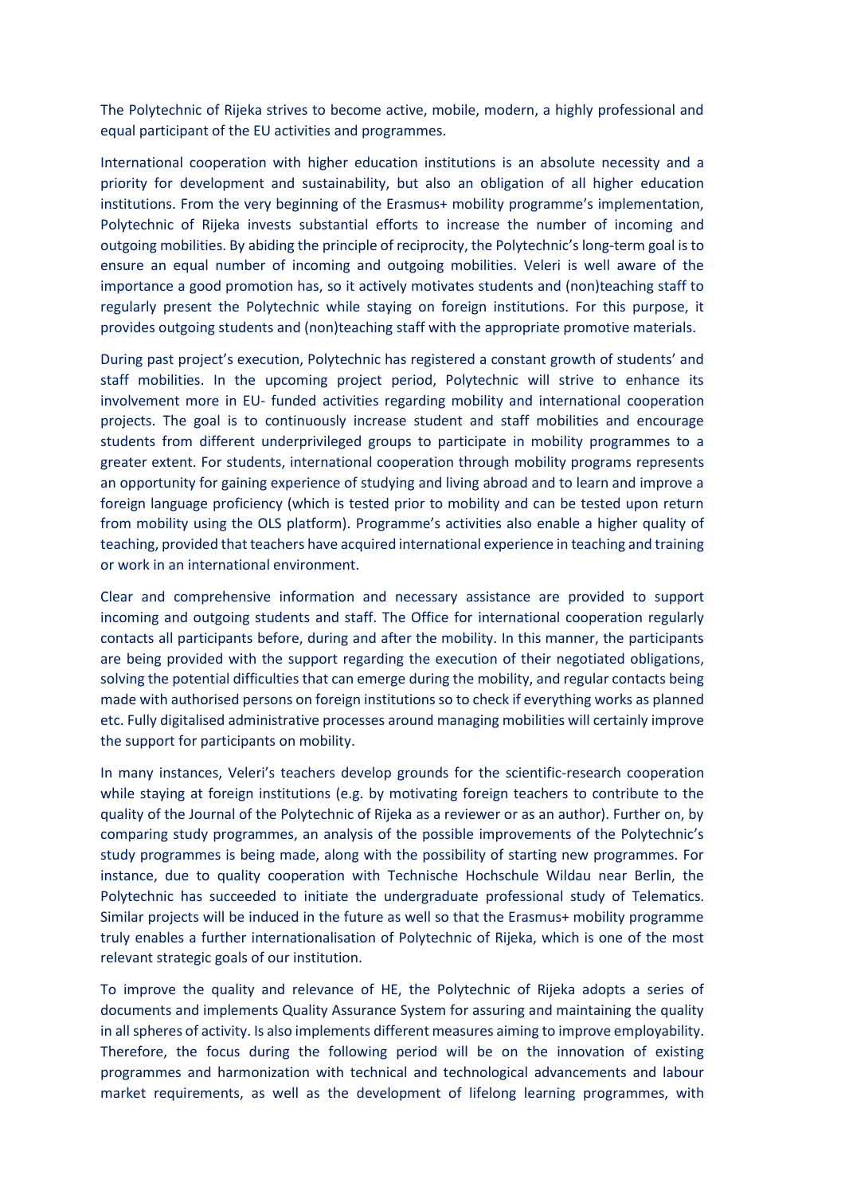The Polytechnic of Rijeka strives to become active, mobile, modern, a highly professional and equal participant of the EU activities and programmes.

International cooperation with higher education institutions is an absolute necessity and a priority for development and sustainability, but also an obligation of all higher education institutions. From the very beginning of the Erasmus+ mobility programme's implementation, Polytechnic of Rijeka invests substantial efforts to increase the number of incoming and outgoing mobilities. By abiding the principle of reciprocity, the Polytechnic's long-term goal is to ensure an equal number of incoming and outgoing mobilities. Veleri is well aware of the importance a good promotion has, so it actively motivates students and (non)teaching staff to regularly present the Polytechnic while staying on foreign institutions. For this purpose, it provides outgoing students and (non)teaching staff with the appropriate promotive materials.

During past project's execution, Polytechnic has registered a constant growth of students' and staff mobilities. In the upcoming project period, Polytechnic will strive to enhance its involvement more in EU- funded activities regarding mobility and international cooperation projects. The goal is to continuously increase student and staff mobilities and encourage students from different underprivileged groups to participate in mobility programmes to a greater extent. For students, international cooperation through mobility programs represents an opportunity for gaining experience of studying and living abroad and to learn and improve a foreign language proficiency (which is tested prior to mobility and can be tested upon return from mobility using the OLS platform). Programme's activities also enable a higher quality of teaching, provided that teachers have acquired international experience in teaching and training or work in an international environment.

Clear and comprehensive information and necessary assistance are provided to support incoming and outgoing students and staff. The Office for international cooperation regularly contacts all participants before, during and after the mobility. In this manner, the participants are being provided with the support regarding the execution of their negotiated obligations, solving the potential difficulties that can emerge during the mobility, and regular contacts being made with authorised persons on foreign institutions so to check if everything works as planned etc. Fully digitalised administrative processes around managing mobilities will certainly improve the support for participants on mobility.

In many instances, Veleri's teachers develop grounds for the scientific-research cooperation while staying at foreign institutions (e.g. by motivating foreign teachers to contribute to the quality of the Journal of the Polytechnic of Rijeka as a reviewer or as an author). Further on, by comparing study programmes, an analysis of the possible improvements of the Polytechnic's study programmes is being made, along with the possibility of starting new programmes. For instance, due to quality cooperation with Technische Hochschule Wildau near Berlin, the Polytechnic has succeeded to initiate the undergraduate professional study of Telematics. Similar projects will be induced in the future as well so that the Erasmus+ mobility programme truly enables a further internationalisation of Polytechnic of Rijeka, which is one of the most relevant strategic goals of our institution.

To improve the quality and relevance of HE, the Polytechnic of Rijeka adopts a series of documents and implements Quality Assurance System for assuring and maintaining the quality in all spheres of activity. Is also implements different measures aiming to improve employability. Therefore, the focus during the following period will be on the innovation of existing programmes and harmonization with technical and technological advancements and labour market requirements, as well as the development of lifelong learning programmes, with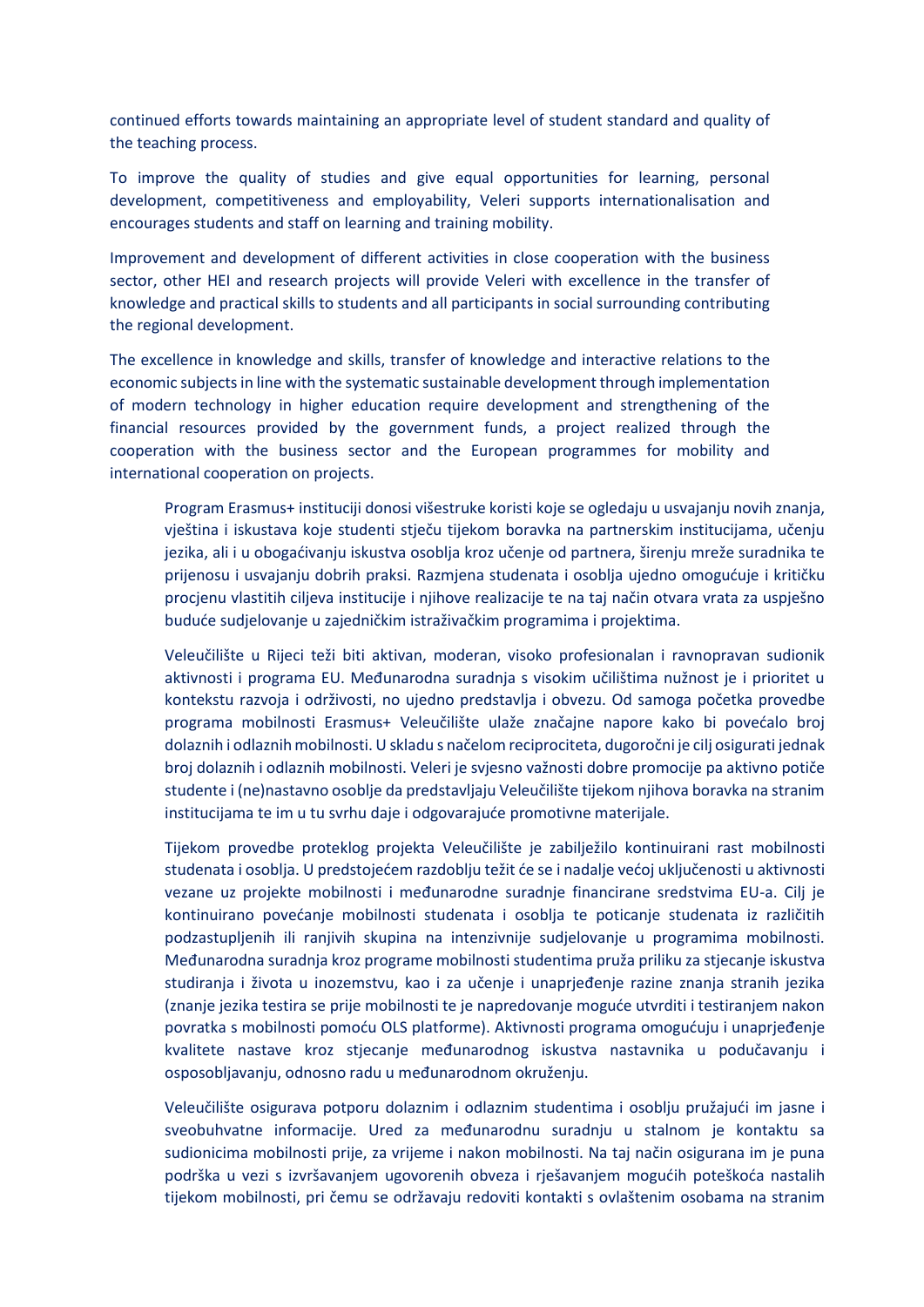continued efforts towards maintaining an appropriate level of student standard and quality of the teaching process.

To improve the quality of studies and give equal opportunities for learning, personal development, competitiveness and employability, Veleri supports internationalisation and encourages students and staff on learning and training mobility.

Improvement and development of different activities in close cooperation with the business sector, other HEI and research projects will provide Veleri with excellence in the transfer of knowledge and practical skills to students and all participants in social surrounding contributing the regional development.

The excellence in knowledge and skills, transfer of knowledge and interactive relations to the economic subjects in line with the systematic sustainable development through implementation of modern technology in higher education require development and strengthening of the financial resources provided by the government funds, a project realized through the cooperation with the business sector and the European programmes for mobility and international cooperation on projects.

Program Erasmus+ instituciji donosi višestruke koristi koje se ogledaju u usvajanju novih znanja, vještina i iskustava koje studenti stječu tijekom boravka na partnerskim institucijama, učenju jezika, ali i u obogaćivanju iskustva osoblja kroz učenje od partnera, širenju mreže suradnika te prijenosu i usvajanju dobrih praksi. Razmjena studenata i osoblja ujedno omogućuje i kritičku procjenu vlastitih ciljeva institucije i njihove realizacije te na taj način otvara vrata za uspješno buduće sudjelovanje u zajedničkim istraživačkim programima i projektima.

Veleučilište u Rijeci teži biti aktivan, moderan, visoko profesionalan i ravnopravan sudionik aktivnosti i programa EU. Međunarodna suradnja s visokim učilištima nužnost je i prioritet u kontekstu razvoja i održivosti, no ujedno predstavlja i obvezu. Od samoga početka provedbe programa mobilnosti Erasmus+ Veleučilište ulaže značajne napore kako bi povećalo broj dolaznih i odlaznih mobilnosti. U skladu s načelom reciprociteta, dugoročni je cilj osigurati jednak broj dolaznih i odlaznih mobilnosti. Veleri je svjesno važnosti dobre promocije pa aktivno potiče studente i (ne)nastavno osoblje da predstavljaju Veleučilište tijekom njihova boravka na stranim institucijama te im u tu svrhu daje i odgovarajuće promotivne materijale.

Tijekom provedbe proteklog projekta Veleučilište je zabilježilo kontinuirani rast mobilnosti studenata i osoblja. U predstojećem razdoblju težit će se i nadalje većoj uključenosti u aktivnosti vezane uz projekte mobilnosti i međunarodne suradnje financirane sredstvima EU-a. Cilj je kontinuirano povećanje mobilnosti studenata i osoblja te poticanje studenata iz različitih podzastupljenih ili ranjivih skupina na intenzivnije sudjelovanje u programima mobilnosti. Međunarodna suradnja kroz programe mobilnosti studentima pruža priliku za stjecanje iskustva studiranja i života u inozemstvu, kao i za učenje i unaprjeđenje razine znanja stranih jezika (znanje jezika testira se prije mobilnosti te je napredovanje moguće utvrditi i testiranjem nakon povratka s mobilnosti pomoću OLS platforme). Aktivnosti programa omogućuju i unaprjeđenje kvalitete nastave kroz stjecanje međunarodnog iskustva nastavnika u podučavanju i osposobljavanju, odnosno radu u međunarodnom okruženju.

Veleučilište osigurava potporu dolaznim i odlaznim studentima i osoblju pružajući im jasne i sveobuhvatne informacije. Ured za međunarodnu suradnju u stalnom je kontaktu sa sudionicima mobilnosti prije, za vrijeme i nakon mobilnosti. Na taj način osigurana im je puna podrška u vezi s izvršavanjem ugovorenih obveza i rješavanjem mogućih poteškoća nastalih tijekom mobilnosti, pri čemu se održavaju redoviti kontakti s ovlaštenim osobama na stranim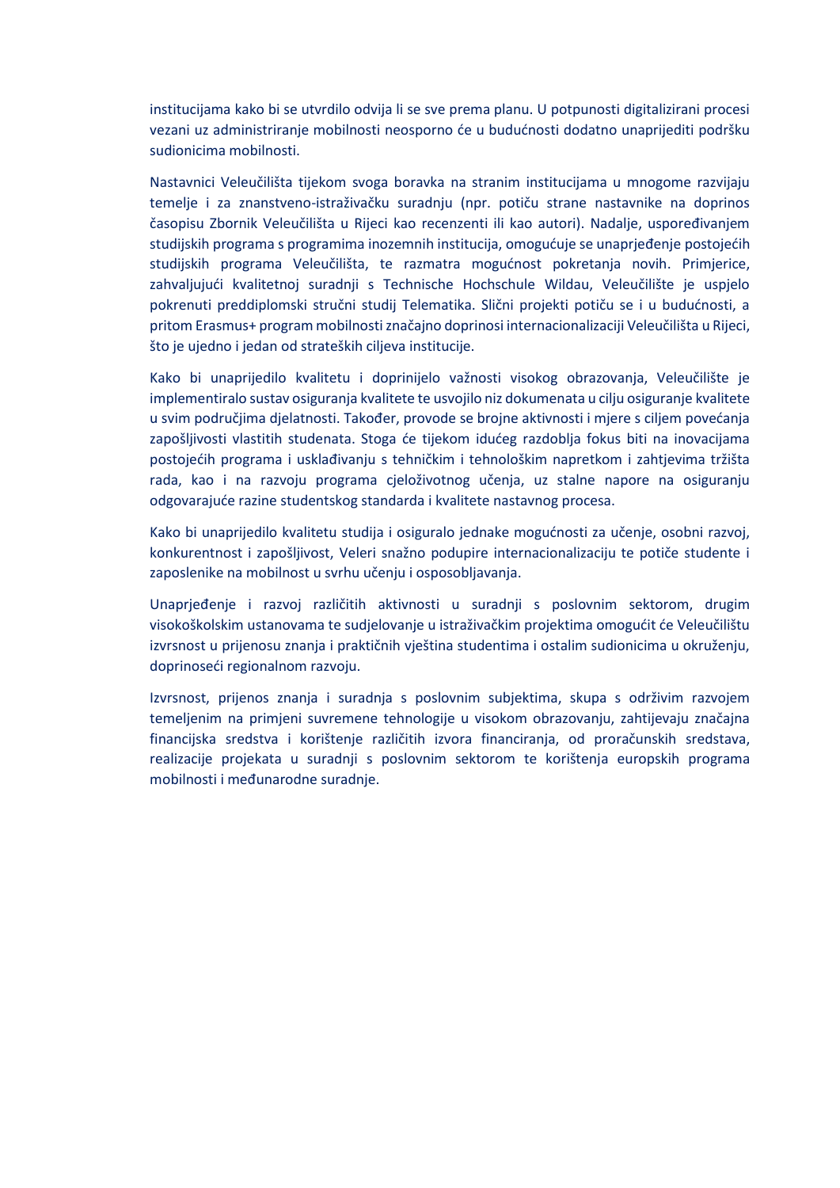institucijama kako bi se utvrdilo odvija li se sve prema planu. U potpunosti digitalizirani procesi vezani uz administriranje mobilnosti neosporno će u budućnosti dodatno unaprijediti podršku sudionicima mobilnosti.

Nastavnici Veleučilišta tijekom svoga boravka na stranim institucijama u mnogome razvijaju temelje i za znanstveno-istraživačku suradnju (npr. potiču strane nastavnike na doprinos časopisu Zbornik Veleučilišta u Rijeci kao recenzenti ili kao autori). Nadalje, uspoređivanjem studijskih programa s programima inozemnih institucija, omogućuje se unaprjeđenje postojećih studijskih programa Veleučilišta, te razmatra mogućnost pokretanja novih. Primjerice, zahvaljujući kvalitetnoj suradnji s Technische Hochschule Wildau, Veleučilište je uspjelo pokrenuti preddiplomski stručni studij Telematika. Slični projekti potiču se i u budućnosti, a pritom Erasmus+ program mobilnosti značajno doprinosi internacionalizaciji Veleučilišta u Rijeci, što je ujedno i jedan od strateških ciljeva institucije.

Kako bi unaprijedilo kvalitetu i doprinijelo važnosti visokog obrazovanja, Veleučilište je implementiralo sustav osiguranja kvalitete te usvojilo niz dokumenata u cilju osiguranje kvalitete u svim područjima djelatnosti. Također, provode se brojne aktivnosti i mjere s ciljem povećanja zapošljivosti vlastitih studenata. Stoga će tijekom idućeg razdoblja fokus biti na inovacijama postojećih programa i usklađivanju s tehničkim i tehnološkim napretkom i zahtjevima tržišta rada, kao i na razvoju programa cjeloživotnog učenja, uz stalne napore na osiguranju odgovarajuće razine studentskog standarda i kvalitete nastavnog procesa.

Kako bi unaprijedilo kvalitetu studija i osiguralo jednake mogućnosti za učenje, osobni razvoj, konkurentnost i zapošljivost, Veleri snažno podupire internacionalizaciju te potiče studente i zaposlenike na mobilnost u svrhu učenju i osposobljavanja.

Unaprjeđenje i razvoj različitih aktivnosti u suradnji s poslovnim sektorom, drugim visokoškolskim ustanovama te sudjelovanje u istraživačkim projektima omogućit će Veleučilištu izvrsnost u prijenosu znanja i praktičnih vještina studentima i ostalim sudionicima u okruženju, doprinoseći regionalnom razvoju.

Izvrsnost, prijenos znanja i suradnja s poslovnim subjektima, skupa s održivim razvojem temeljenim na primjeni suvremene tehnologije u visokom obrazovanju, zahtijevaju značajna financijska sredstva i korištenje različitih izvora financiranja, od proračunskih sredstava, realizacije projekata u suradnji s poslovnim sektorom te korištenja europskih programa mobilnosti i međunarodne suradnje.